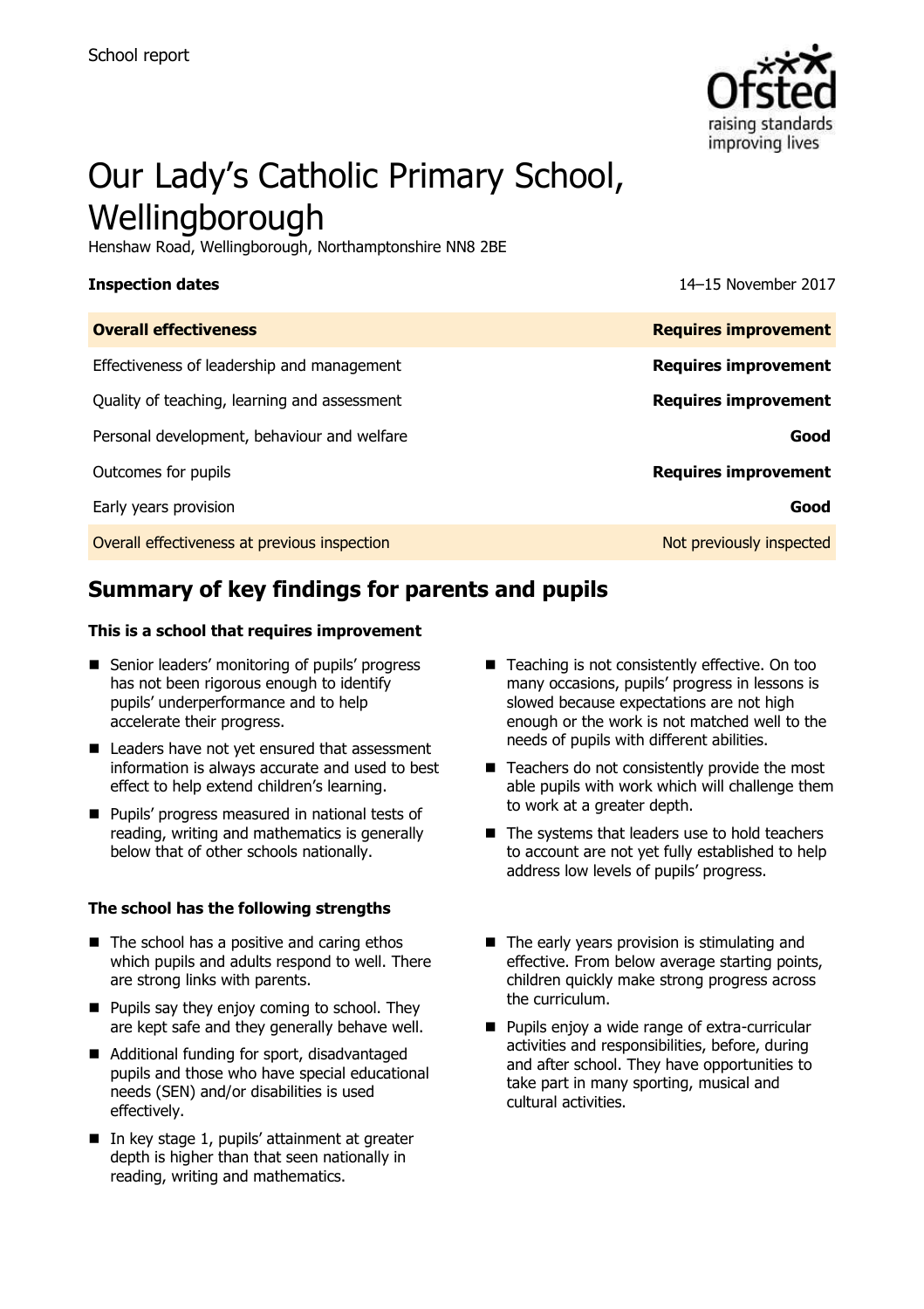School report

# Our Lady's Catholic Primary School, Wellingborough

Henshaw Road, Wellingborough, Northamptonshire NN8 2BE

**Inspection dates** 14–15 November 2017

| | |
|---|---|
| **Overall effectiveness** | **Requires improvement** |
| Effectiveness of leadership and management | **Requires improvement** |
| Quality of teaching, learning and assessment | **Requires improvement** |
| Personal development, behaviour and welfare | **Good** |
| Outcomes for pupils | **Requires improvement** |
| Early years provision | **Good** |
| Overall effectiveness at previous inspection | Not previously inspected |

## Summary of key findings for parents and pupils

**This is a school that requires improvement**

- Senior leaders' monitoring of pupils' progress has not been rigorous enough to identify pupils' underperformance and to help accelerate their progress.
- Leaders have not yet ensured that assessment information is always accurate and used to best effect to help extend children's learning.
- Pupils' progress measured in national tests of reading, writing and mathematics is generally below that of other schools nationally.
- Teaching is not consistently effective. On too many occasions, pupils' progress in lessons is slowed because expectations are not high enough or the work is not matched well to the needs of pupils with different abilities.
- Teachers do not consistently provide the most able pupils with work which will challenge them to work at a greater depth.
- The systems that leaders use to hold teachers to account are not yet fully established to help address low levels of pupils' progress.

**The school has the following strengths**

- The school has a positive and caring ethos which pupils and adults respond to well. There are strong links with parents.
- Pupils say they enjoy coming to school. They are kept safe and they generally behave well.
- Additional funding for sport, disadvantaged pupils and those who have special educational needs (SEN) and/or disabilities is used effectively.
- In key stage 1, pupils' attainment at greater depth is higher than that seen nationally in reading, writing and mathematics.
- The early years provision is stimulating and effective. From below average starting points, children quickly make strong progress across the curriculum.
- Pupils enjoy a wide range of extra-curricular activities and responsibilities, before, during and after school. They have opportunities to take part in many sporting, musical and cultural activities.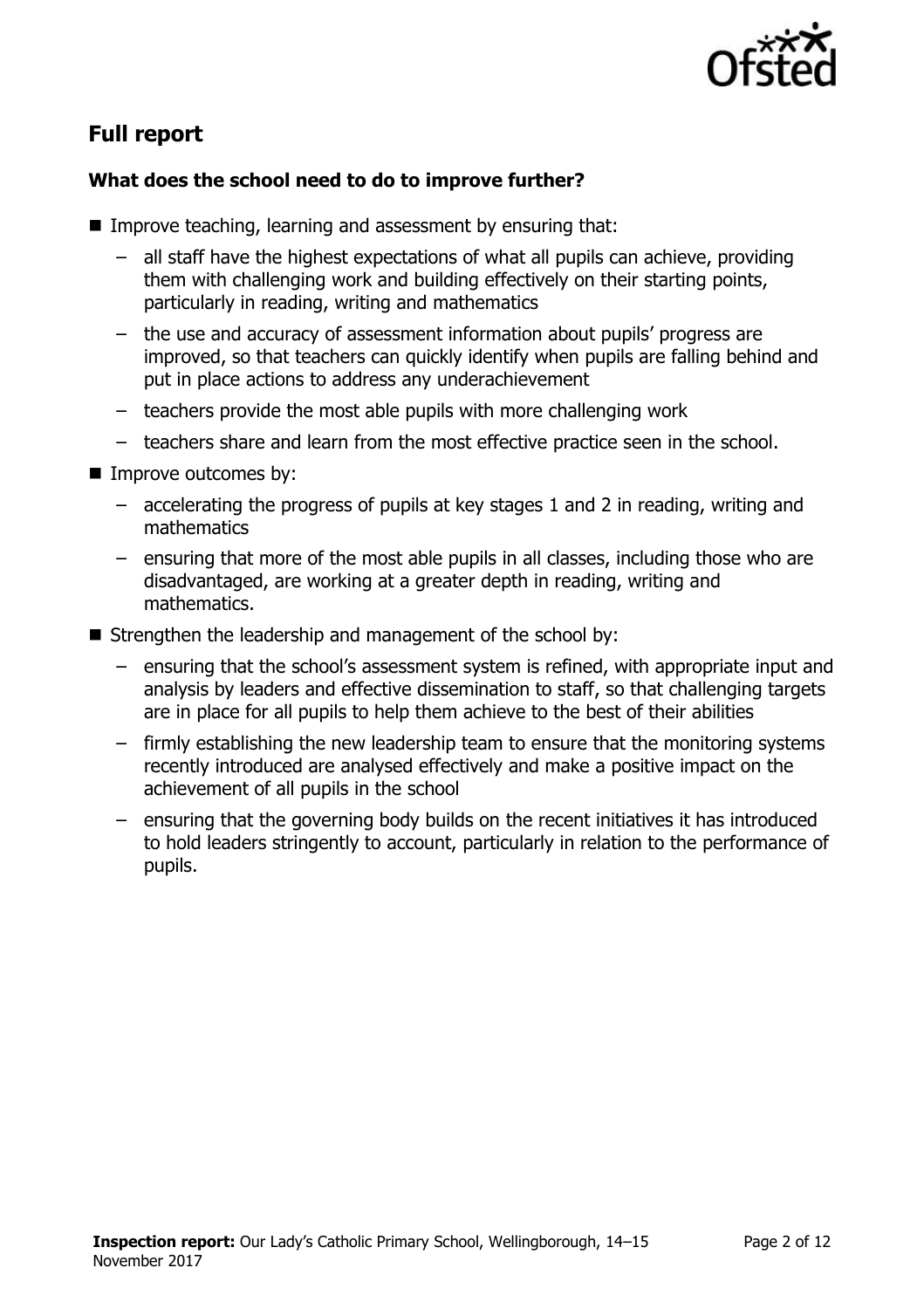## Full report

### What does the school need to do to improve further?

- Improve teaching, learning and assessment by ensuring that:
  - all staff have the highest expectations of what all pupils can achieve, providing them with challenging work and building effectively on their starting points, particularly in reading, writing and mathematics
  - the use and accuracy of assessment information about pupils' progress are improved, so that teachers can quickly identify when pupils are falling behind and put in place actions to address any underachievement
  - teachers provide the most able pupils with more challenging work
  - teachers share and learn from the most effective practice seen in the school.
- Improve outcomes by:
  - accelerating the progress of pupils at key stages 1 and 2 in reading, writing and mathematics
  - ensuring that more of the most able pupils in all classes, including those who are disadvantaged, are working at a greater depth in reading, writing and mathematics.
- Strengthen the leadership and management of the school by:
  - ensuring that the school's assessment system is refined, with appropriate input and analysis by leaders and effective dissemination to staff, so that challenging targets are in place for all pupils to help them achieve to the best of their abilities
  - firmly establishing the new leadership team to ensure that the monitoring systems recently introduced are analysed effectively and make a positive impact on the achievement of all pupils in the school
  - ensuring that the governing body builds on the recent initiatives it has introduced to hold leaders stringently to account, particularly in relation to the performance of pupils.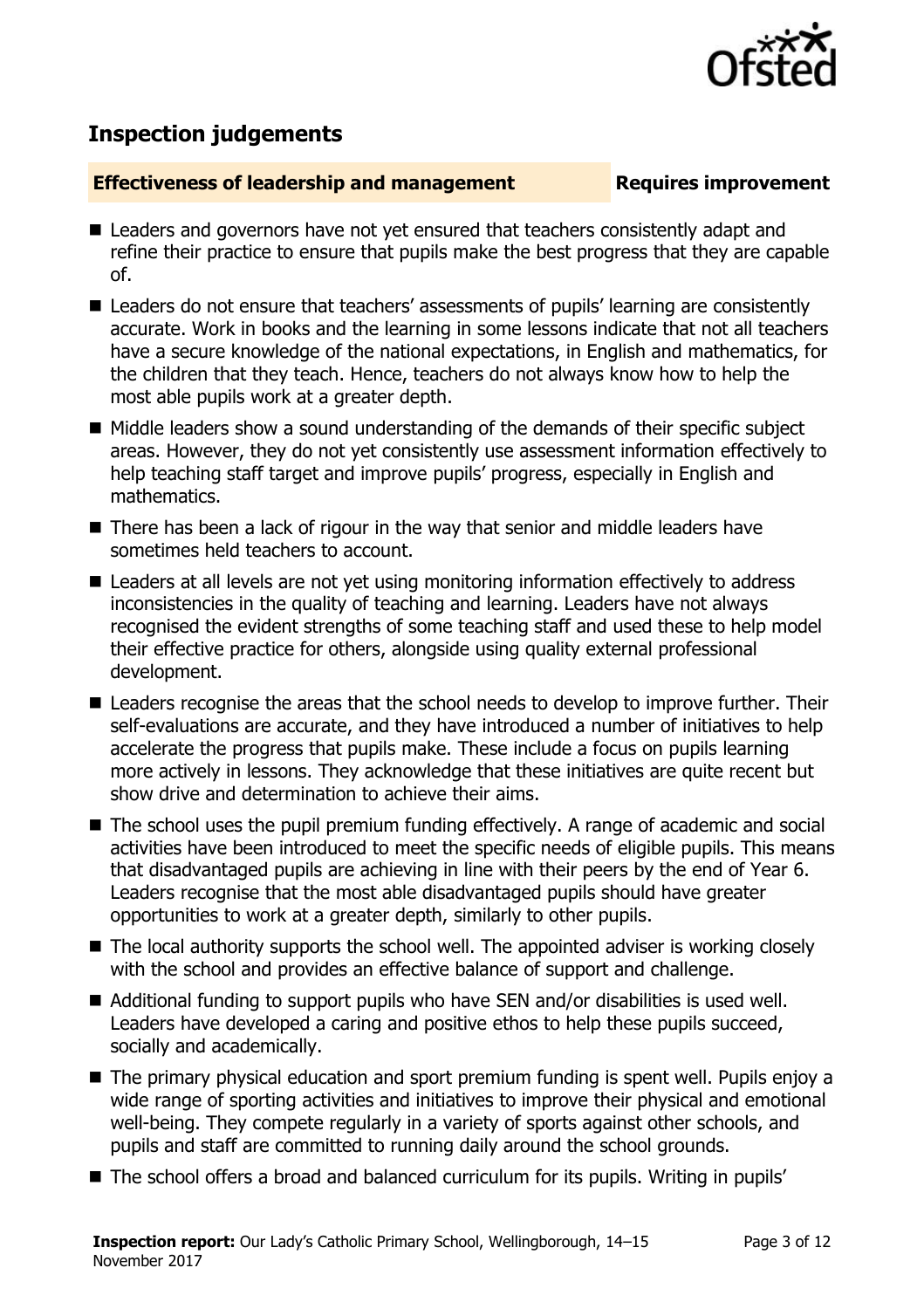## Inspection judgements

**Effectiveness of leadership and management** **Requires improvement**

- Leaders and governors have not yet ensured that teachers consistently adapt and refine their practice to ensure that pupils make the best progress that they are capable of.
- Leaders do not ensure that teachers' assessments of pupils' learning are consistently accurate. Work in books and the learning in some lessons indicate that not all teachers have a secure knowledge of the national expectations, in English and mathematics, for the children that they teach. Hence, teachers do not always know how to help the most able pupils work at a greater depth.
- Middle leaders show a sound understanding of the demands of their specific subject areas. However, they do not yet consistently use assessment information effectively to help teaching staff target and improve pupils' progress, especially in English and mathematics.
- There has been a lack of rigour in the way that senior and middle leaders have sometimes held teachers to account.
- Leaders at all levels are not yet using monitoring information effectively to address inconsistencies in the quality of teaching and learning. Leaders have not always recognised the evident strengths of some teaching staff and used these to help model their effective practice for others, alongside using quality external professional development.
- Leaders recognise the areas that the school needs to develop to improve further. Their self-evaluations are accurate, and they have introduced a number of initiatives to help accelerate the progress that pupils make. These include a focus on pupils learning more actively in lessons. They acknowledge that these initiatives are quite recent but show drive and determination to achieve their aims.
- The school uses the pupil premium funding effectively. A range of academic and social activities have been introduced to meet the specific needs of eligible pupils. This means that disadvantaged pupils are achieving in line with their peers by the end of Year 6. Leaders recognise that the most able disadvantaged pupils should have greater opportunities to work at a greater depth, similarly to other pupils.
- The local authority supports the school well. The appointed adviser is working closely with the school and provides an effective balance of support and challenge.
- Additional funding to support pupils who have SEN and/or disabilities is used well. Leaders have developed a caring and positive ethos to help these pupils succeed, socially and academically.
- The primary physical education and sport premium funding is spent well. Pupils enjoy a wide range of sporting activities and initiatives to improve their physical and emotional well-being. They compete regularly in a variety of sports against other schools, and pupils and staff are committed to running daily around the school grounds.
- The school offers a broad and balanced curriculum for its pupils. Writing in pupils'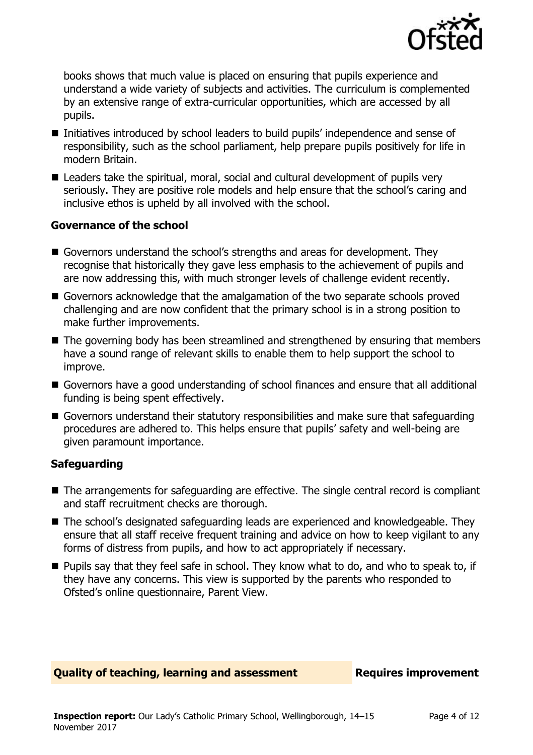books shows that much value is placed on ensuring that pupils experience and understand a wide variety of subjects and activities. The curriculum is complemented by an extensive range of extra-curricular opportunities, which are accessed by all pupils.

- Initiatives introduced by school leaders to build pupils' independence and sense of responsibility, such as the school parliament, help prepare pupils positively for life in modern Britain.
- Leaders take the spiritual, moral, social and cultural development of pupils very seriously. They are positive role models and help ensure that the school's caring and inclusive ethos is upheld by all involved with the school.

### Governance of the school

- Governors understand the school's strengths and areas for development. They recognise that historically they gave less emphasis to the achievement of pupils and are now addressing this, with much stronger levels of challenge evident recently.
- Governors acknowledge that the amalgamation of the two separate schools proved challenging and are now confident that the primary school is in a strong position to make further improvements.
- The governing body has been streamlined and strengthened by ensuring that members have a sound range of relevant skills to enable them to help support the school to improve.
- Governors have a good understanding of school finances and ensure that all additional funding is being spent effectively.
- Governors understand their statutory responsibilities and make sure that safeguarding procedures are adhered to. This helps ensure that pupils' safety and well-being are given paramount importance.

### Safeguarding

- The arrangements for safeguarding are effective. The single central record is compliant and staff recruitment checks are thorough.
- The school's designated safeguarding leads are experienced and knowledgeable. They ensure that all staff receive frequent training and advice on how to keep vigilant to any forms of distress from pupils, and how to act appropriately if necessary.
- Pupils say that they feel safe in school. They know what to do, and who to speak to, if they have any concerns. This view is supported by the parents who responded to Ofsted's online questionnaire, Parent View.

## Quality of teaching, learning and assessment — Requires improvement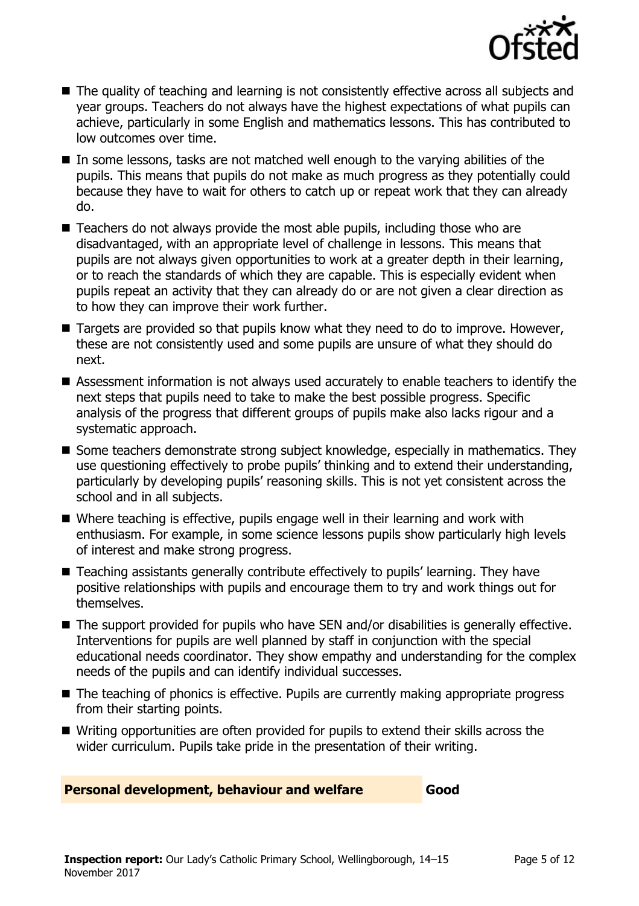- The quality of teaching and learning is not consistently effective across all subjects and year groups. Teachers do not always have the highest expectations of what pupils can achieve, particularly in some English and mathematics lessons. This has contributed to low outcomes over time.
- In some lessons, tasks are not matched well enough to the varying abilities of the pupils. This means that pupils do not make as much progress as they potentially could because they have to wait for others to catch up or repeat work that they can already do.
- Teachers do not always provide the most able pupils, including those who are disadvantaged, with an appropriate level of challenge in lessons. This means that pupils are not always given opportunities to work at a greater depth in their learning, or to reach the standards of which they are capable. This is especially evident when pupils repeat an activity that they can already do or are not given a clear direction as to how they can improve their work further.
- Targets are provided so that pupils know what they need to do to improve. However, these are not consistently used and some pupils are unsure of what they should do next.
- Assessment information is not always used accurately to enable teachers to identify the next steps that pupils need to take to make the best possible progress. Specific analysis of the progress that different groups of pupils make also lacks rigour and a systematic approach.
- Some teachers demonstrate strong subject knowledge, especially in mathematics. They use questioning effectively to probe pupils' thinking and to extend their understanding, particularly by developing pupils' reasoning skills. This is not yet consistent across the school and in all subjects.
- Where teaching is effective, pupils engage well in their learning and work with enthusiasm. For example, in some science lessons pupils show particularly high levels of interest and make strong progress.
- Teaching assistants generally contribute effectively to pupils' learning. They have positive relationships with pupils and encourage them to try and work things out for themselves.
- The support provided for pupils who have SEN and/or disabilities is generally effective. Interventions for pupils are well planned by staff in conjunction with the special educational needs coordinator. They show empathy and understanding for the complex needs of the pupils and can identify individual successes.
- The teaching of phonics is effective. Pupils are currently making appropriate progress from their starting points.
- Writing opportunities are often provided for pupils to extend their skills across the wider curriculum. Pupils take pride in the presentation of their writing.

## Personal development, behaviour and welfare — Good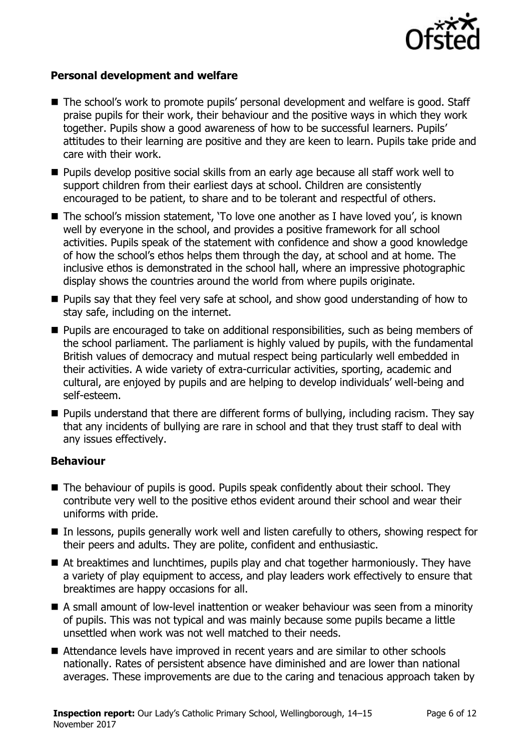### Personal development and welfare

- The school's work to promote pupils' personal development and welfare is good. Staff praise pupils for their work, their behaviour and the positive ways in which they work together. Pupils show a good awareness of how to be successful learners. Pupils' attitudes to their learning are positive and they are keen to learn. Pupils take pride and care with their work.
- Pupils develop positive social skills from an early age because all staff work well to support children from their earliest days at school. Children are consistently encouraged to be patient, to share and to be tolerant and respectful of others.
- The school's mission statement, 'To love one another as I have loved you', is known well by everyone in the school, and provides a positive framework for all school activities. Pupils speak of the statement with confidence and show a good knowledge of how the school's ethos helps them through the day, at school and at home. The inclusive ethos is demonstrated in the school hall, where an impressive photographic display shows the countries around the world from where pupils originate.
- Pupils say that they feel very safe at school, and show good understanding of how to stay safe, including on the internet.
- Pupils are encouraged to take on additional responsibilities, such as being members of the school parliament. The parliament is highly valued by pupils, with the fundamental British values of democracy and mutual respect being particularly well embedded in their activities. A wide variety of extra-curricular activities, sporting, academic and cultural, are enjoyed by pupils and are helping to develop individuals' well-being and self-esteem.
- Pupils understand that there are different forms of bullying, including racism. They say that any incidents of bullying are rare in school and that they trust staff to deal with any issues effectively.

### Behaviour

- The behaviour of pupils is good. Pupils speak confidently about their school. They contribute very well to the positive ethos evident around their school and wear their uniforms with pride.
- In lessons, pupils generally work well and listen carefully to others, showing respect for their peers and adults. They are polite, confident and enthusiastic.
- At breaktimes and lunchtimes, pupils play and chat together harmoniously. They have a variety of play equipment to access, and play leaders work effectively to ensure that breaktimes are happy occasions for all.
- A small amount of low-level inattention or weaker behaviour was seen from a minority of pupils. This was not typical and was mainly because some pupils became a little unsettled when work was not well matched to their needs.
- Attendance levels have improved in recent years and are similar to other schools nationally. Rates of persistent absence have diminished and are lower than national averages. These improvements are due to the caring and tenacious approach taken by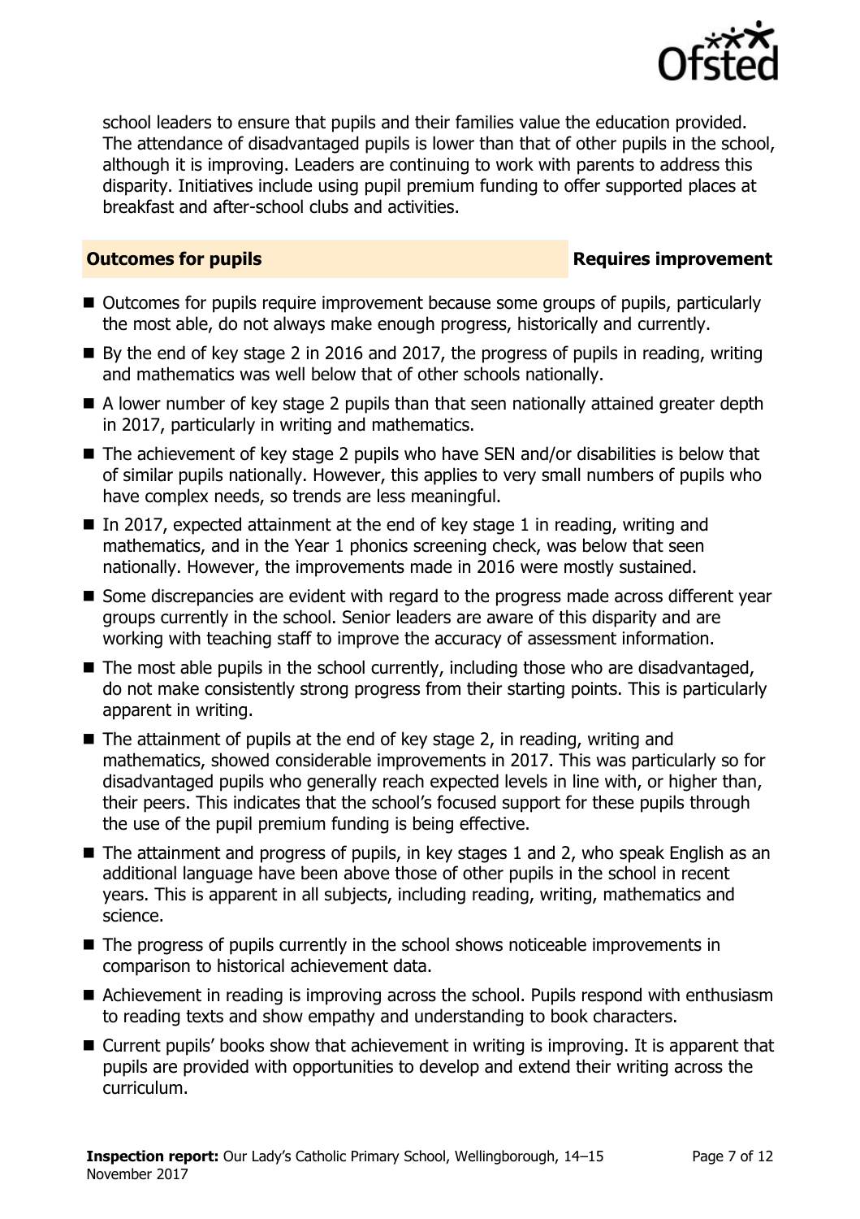school leaders to ensure that pupils and their families value the education provided. The attendance of disadvantaged pupils is lower than that of other pupils in the school, although it is improving. Leaders are continuing to work with parents to address this disparity. Initiatives include using pupil premium funding to offer supported places at breakfast and after-school clubs and activities.

## Outcomes for pupils — Requires improvement

- Outcomes for pupils require improvement because some groups of pupils, particularly the most able, do not always make enough progress, historically and currently.
- By the end of key stage 2 in 2016 and 2017, the progress of pupils in reading, writing and mathematics was well below that of other schools nationally.
- A lower number of key stage 2 pupils than that seen nationally attained greater depth in 2017, particularly in writing and mathematics.
- The achievement of key stage 2 pupils who have SEN and/or disabilities is below that of similar pupils nationally. However, this applies to very small numbers of pupils who have complex needs, so trends are less meaningful.
- In 2017, expected attainment at the end of key stage 1 in reading, writing and mathematics, and in the Year 1 phonics screening check, was below that seen nationally. However, the improvements made in 2016 were mostly sustained.
- Some discrepancies are evident with regard to the progress made across different year groups currently in the school. Senior leaders are aware of this disparity and are working with teaching staff to improve the accuracy of assessment information.
- The most able pupils in the school currently, including those who are disadvantaged, do not make consistently strong progress from their starting points. This is particularly apparent in writing.
- The attainment of pupils at the end of key stage 2, in reading, writing and mathematics, showed considerable improvements in 2017. This was particularly so for disadvantaged pupils who generally reach expected levels in line with, or higher than, their peers. This indicates that the school's focused support for these pupils through the use of the pupil premium funding is being effective.
- The attainment and progress of pupils, in key stages 1 and 2, who speak English as an additional language have been above those of other pupils in the school in recent years. This is apparent in all subjects, including reading, writing, mathematics and science.
- The progress of pupils currently in the school shows noticeable improvements in comparison to historical achievement data.
- Achievement in reading is improving across the school. Pupils respond with enthusiasm to reading texts and show empathy and understanding to book characters.
- Current pupils' books show that achievement in writing is improving. It is apparent that pupils are provided with opportunities to develop and extend their writing across the curriculum.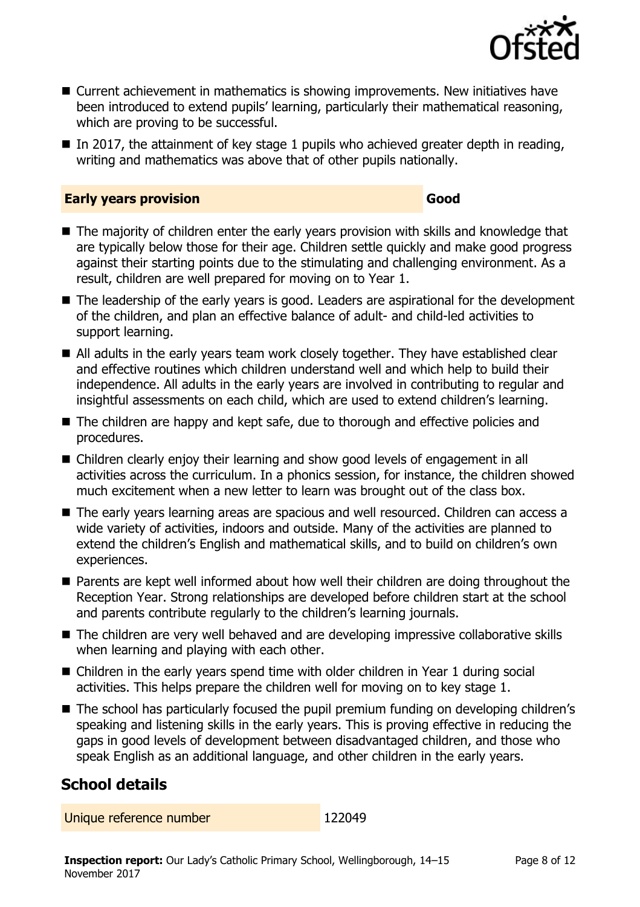- Current achievement in mathematics is showing improvements. New initiatives have been introduced to extend pupils' learning, particularly their mathematical reasoning, which are proving to be successful.
- In 2017, the attainment of key stage 1 pupils who achieved greater depth in reading, writing and mathematics was above that of other pupils nationally.

| **Early years provision** | **Good** |
|---|---|

- The majority of children enter the early years provision with skills and knowledge that are typically below those for their age. Children settle quickly and make good progress against their starting points due to the stimulating and challenging environment. As a result, children are well prepared for moving on to Year 1.
- The leadership of the early years is good. Leaders are aspirational for the development of the children, and plan an effective balance of adult- and child-led activities to support learning.
- All adults in the early years team work closely together. They have established clear and effective routines which children understand well and which help to build their independence. All adults in the early years are involved in contributing to regular and insightful assessments on each child, which are used to extend children's learning.
- The children are happy and kept safe, due to thorough and effective policies and procedures.
- Children clearly enjoy their learning and show good levels of engagement in all activities across the curriculum. In a phonics session, for instance, the children showed much excitement when a new letter to learn was brought out of the class box.
- The early years learning areas are spacious and well resourced. Children can access a wide variety of activities, indoors and outside. Many of the activities are planned to extend the children's English and mathematical skills, and to build on children's own experiences.
- Parents are kept well informed about how well their children are doing throughout the Reception Year. Strong relationships are developed before children start at the school and parents contribute regularly to the children's learning journals.
- The children are very well behaved and are developing impressive collaborative skills when learning and playing with each other.
- Children in the early years spend time with older children in Year 1 during social activities. This helps prepare the children well for moving on to key stage 1.
- The school has particularly focused the pupil premium funding on developing children's speaking and listening skills in the early years. This is proving effective in reducing the gaps in good levels of development between disadvantaged children, and those who speak English as an additional language, and other children in the early years.

## School details

| Unique reference number | 122049 |
|---|---|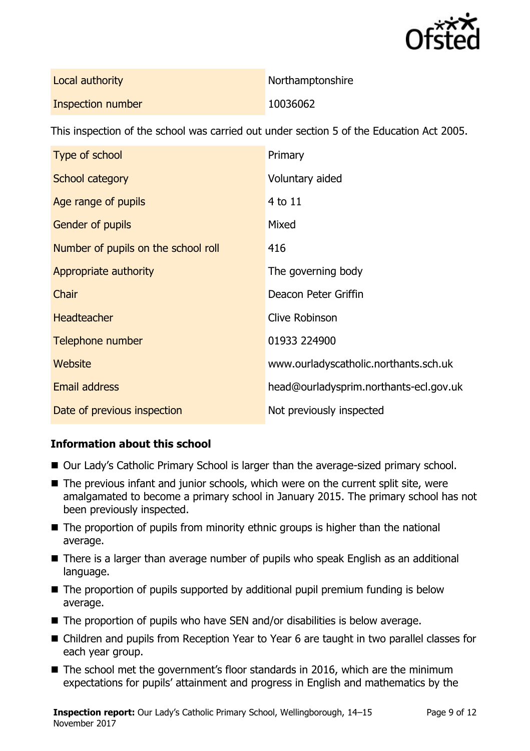| | |
|---|---|
| Local authority | Northamptonshire |
| Inspection number | 10036062 |

This inspection of the school was carried out under section 5 of the Education Act 2005.

| | |
|---|---|
| Type of school | Primary |
| School category | Voluntary aided |
| Age range of pupils | 4 to 11 |
| Gender of pupils | Mixed |
| Number of pupils on the school roll | 416 |
| Appropriate authority | The governing body |
| Chair | Deacon Peter Griffin |
| Headteacher | Clive Robinson |
| Telephone number | 01933 224900 |
| Website | www.ourladyscatholic.northants.sch.uk |
| Email address | head@ourladysprim.northants-ecl.gov.uk |
| Date of previous inspection | Not previously inspected |

### Information about this school

- Our Lady's Catholic Primary School is larger than the average-sized primary school.
- The previous infant and junior schools, which were on the current split site, were amalgamated to become a primary school in January 2015. The primary school has not been previously inspected.
- The proportion of pupils from minority ethnic groups is higher than the national average.
- There is a larger than average number of pupils who speak English as an additional language.
- The proportion of pupils supported by additional pupil premium funding is below average.
- The proportion of pupils who have SEN and/or disabilities is below average.
- Children and pupils from Reception Year to Year 6 are taught in two parallel classes for each year group.
- The school met the government's floor standards in 2016, which are the minimum expectations for pupils' attainment and progress in English and mathematics by the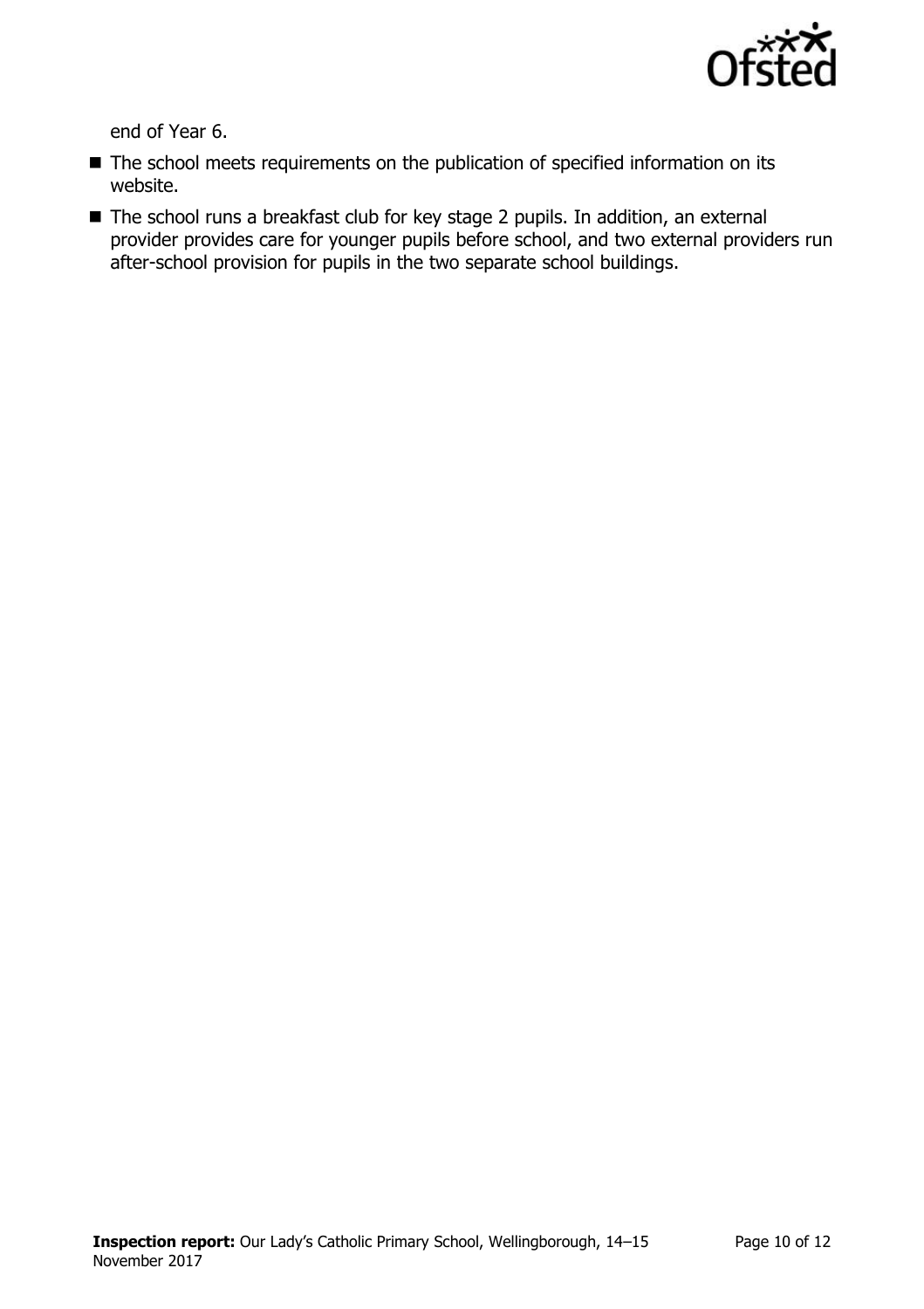end of Year 6.

- The school meets requirements on the publication of specified information on its website.
- The school runs a breakfast club for key stage 2 pupils. In addition, an external provider provides care for younger pupils before school, and two external providers run after-school provision for pupils in the two separate school buildings.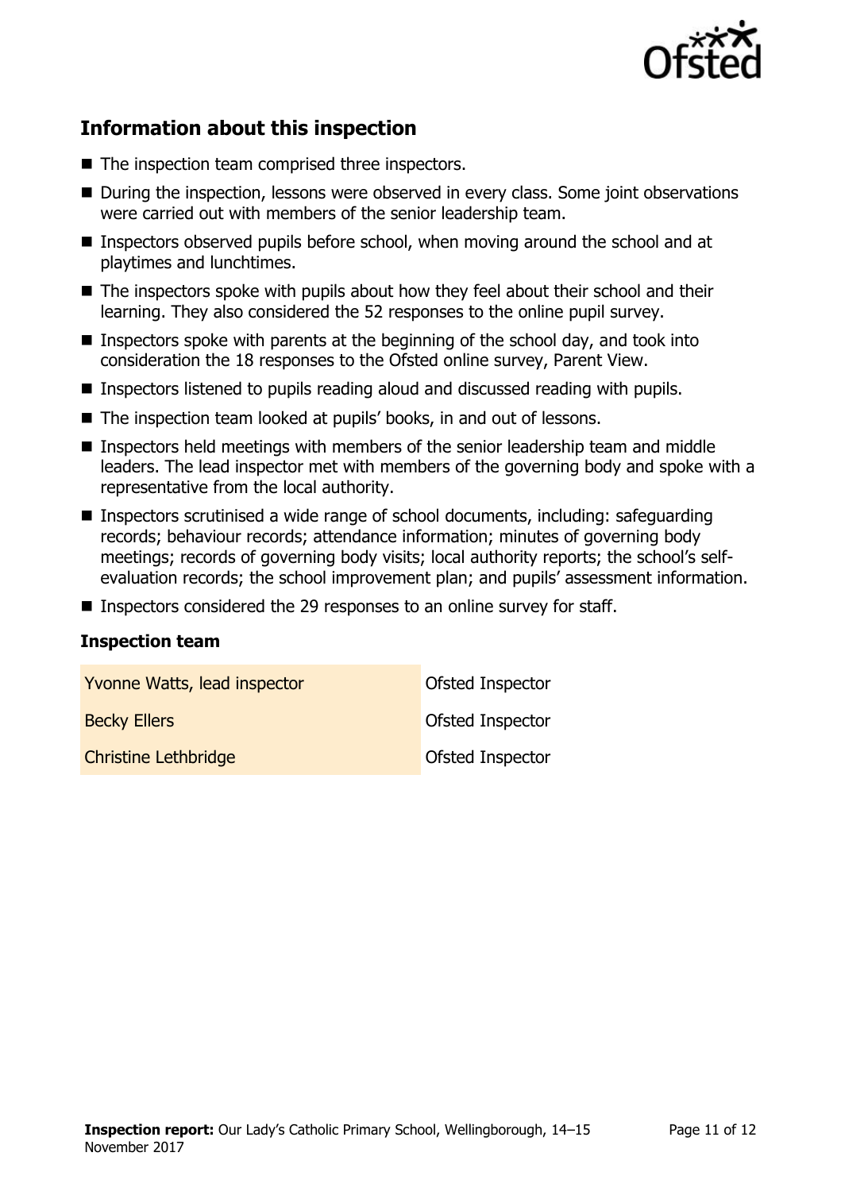## Information about this inspection

- The inspection team comprised three inspectors.
- During the inspection, lessons were observed in every class. Some joint observations were carried out with members of the senior leadership team.
- Inspectors observed pupils before school, when moving around the school and at playtimes and lunchtimes.
- The inspectors spoke with pupils about how they feel about their school and their learning. They also considered the 52 responses to the online pupil survey.
- Inspectors spoke with parents at the beginning of the school day, and took into consideration the 18 responses to the Ofsted online survey, Parent View.
- Inspectors listened to pupils reading aloud and discussed reading with pupils.
- The inspection team looked at pupils' books, in and out of lessons.
- Inspectors held meetings with members of the senior leadership team and middle leaders. The lead inspector met with members of the governing body and spoke with a representative from the local authority.
- Inspectors scrutinised a wide range of school documents, including: safeguarding records; behaviour records; attendance information; minutes of governing body meetings; records of governing body visits; local authority reports; the school's self-evaluation records; the school improvement plan; and pupils' assessment information.
- Inspectors considered the 29 responses to an online survey for staff.

### Inspection team

| | |
|---|---|
| Yvonne Watts, lead inspector | Ofsted Inspector |
| Becky Ellers | Ofsted Inspector |
| Christine Lethbridge | Ofsted Inspector |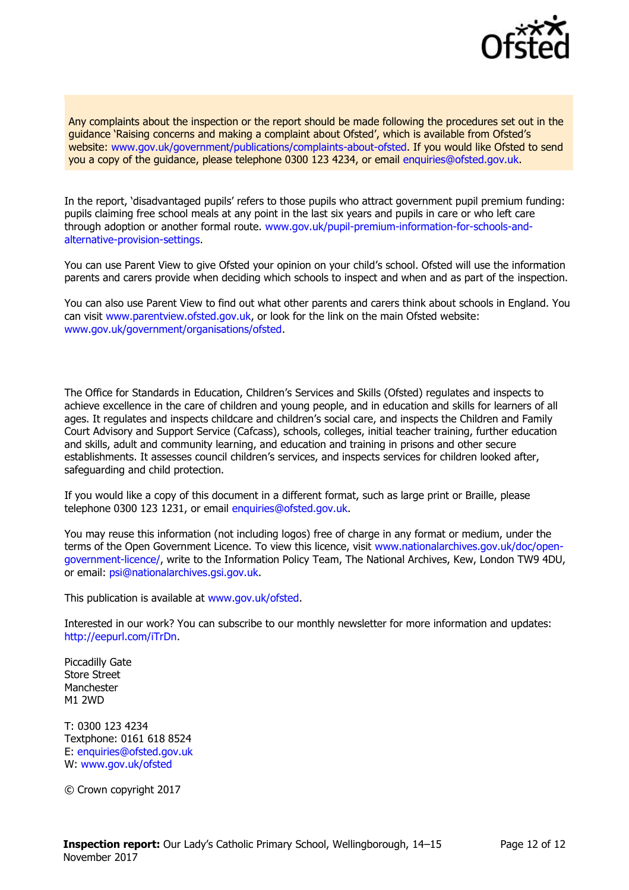Any complaints about the inspection or the report should be made following the procedures set out in the guidance 'Raising concerns and making a complaint about Ofsted', which is available from Ofsted's website: www.gov.uk/government/publications/complaints-about-ofsted. If you would like Ofsted to send you a copy of the guidance, please telephone 0300 123 4234, or email enquiries@ofsted.gov.uk.

In the report, 'disadvantaged pupils' refers to those pupils who attract government pupil premium funding: pupils claiming free school meals at any point in the last six years and pupils in care or who left care through adoption or another formal route. www.gov.uk/pupil-premium-information-for-schools-and-alternative-provision-settings.

You can use Parent View to give Ofsted your opinion on your child's school. Ofsted will use the information parents and carers provide when deciding which schools to inspect and when and as part of the inspection.

You can also use Parent View to find out what other parents and carers think about schools in England. You can visit www.parentview.ofsted.gov.uk, or look for the link on the main Ofsted website: www.gov.uk/government/organisations/ofsted.

The Office for Standards in Education, Children's Services and Skills (Ofsted) regulates and inspects to achieve excellence in the care of children and young people, and in education and skills for learners of all ages. It regulates and inspects childcare and children's social care, and inspects the Children and Family Court Advisory and Support Service (Cafcass), schools, colleges, initial teacher training, further education and skills, adult and community learning, and education and training in prisons and other secure establishments. It assesses council children's services, and inspects services for children looked after, safeguarding and child protection.

If you would like a copy of this document in a different format, such as large print or Braille, please telephone 0300 123 1231, or email enquiries@ofsted.gov.uk.

You may reuse this information (not including logos) free of charge in any format or medium, under the terms of the Open Government Licence. To view this licence, visit www.nationalarchives.gov.uk/doc/open-government-licence/, write to the Information Policy Team, The National Archives, Kew, London TW9 4DU, or email: psi@nationalarchives.gsi.gov.uk.

This publication is available at www.gov.uk/ofsted.

Interested in our work? You can subscribe to our monthly newsletter for more information and updates: http://eepurl.com/iTrDn.

Piccadilly Gate
Store Street
Manchester
M1 2WD

T: 0300 123 4234
Textphone: 0161 618 8524
E: enquiries@ofsted.gov.uk
W: www.gov.uk/ofsted

© Crown copyright 2017